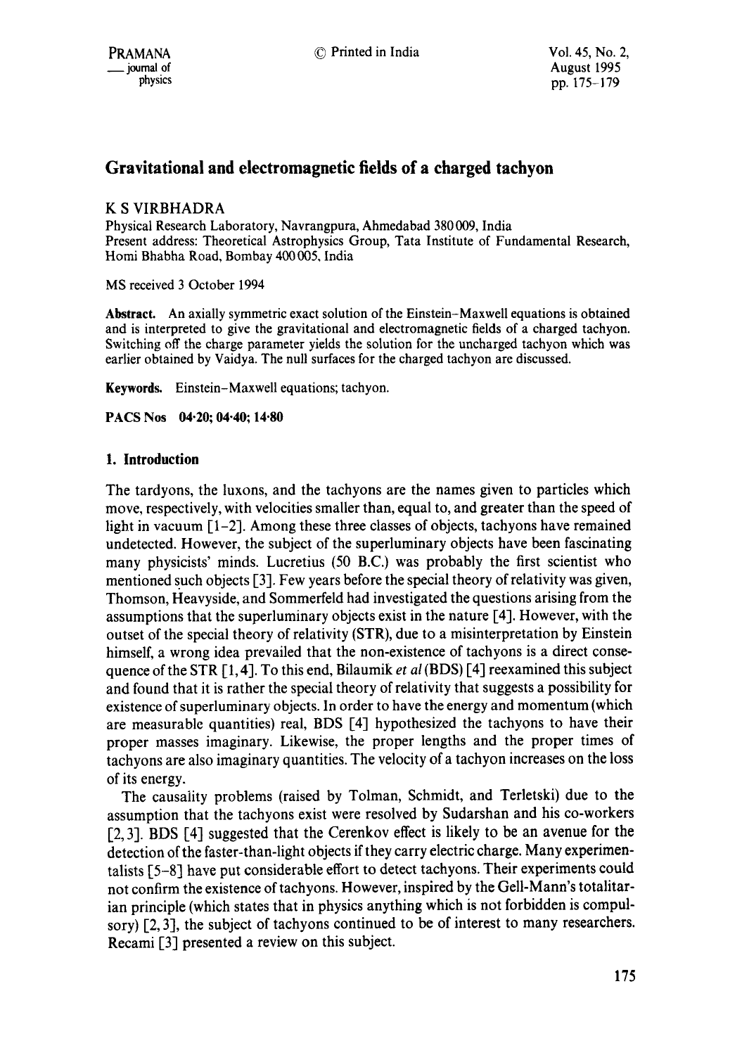# Gravitational and electromagnetic fields of a charged tachyon

K S VIRBHADRA

Physical Research Laboratory, Navrangpura, Ahmedabad 380009, India
Present address: Theoretical Astrophysics Group, Tata Institute of Fundamental Research, Homi Bhabha Road, Bombay 400005, India

MS received 3 October 1994

**Abstract.** An axially symmetric exact solution of the Einstein–Maxwell equations is obtained and is interpreted to give the gravitational and electromagnetic fields of a charged tachyon. Switching off the charge parameter yields the solution for the uncharged tachyon which was earlier obtained by Vaidya. The null surfaces for the charged tachyon are discussed.

**Keywords.** Einstein–Maxwell equations; tachyon.

**PACS Nos** 04·20; 04·40; 14·80

## 1. Introduction

The tardyons, the luxons, and the tachyons are the names given to particles which move, respectively, with velocities smaller than, equal to, and greater than the speed of light in vacuum [1–2]. Among these three classes of objects, tachyons have remained undetected. However, the subject of the superluminary objects have been fascinating many physicists' minds. Lucretius (50 B.C.) was probably the first scientist who mentioned such objects [3]. Few years before the special theory of relativity was given, Thomson, Heavyside, and Sommerfeld had investigated the questions arising from the assumptions that the superluminary objects exist in the nature [4]. However, with the outset of the special theory of relativity (STR), due to a misinterpretation by Einstein himself, a wrong idea prevailed that the non-existence of tachyons is a direct consequence of the STR [1, 4]. To this end, Bilaumik *et al* (BDS) [4] reexamined this subject and found that it is rather the special theory of relativity that suggests a possibility for existence of superluminary objects. In order to have the energy and momentum (which are measurable quantities) real, BDS [4] hypothesized the tachyons to have their proper masses imaginary. Likewise, the proper lengths and the proper times of tachyons are also imaginary quantities. The velocity of a tachyon increases on the loss of its energy.

The causality problems (raised by Tolman, Schmidt, and Terletski) due to the assumption that the tachyons exist were resolved by Sudarshan and his co-workers [2, 3]. BDS [4] suggested that the Cerenkov effect is likely to be an avenue for the detection of the faster-than-light objects if they carry electric charge. Many experimentalists [5–8] have put considerable effort to detect tachyons. Their experiments could not confirm the existence of tachyons. However, inspired by the Gell-Mann's totalitarian principle (which states that in physics anything which is not forbidden is compulsory) [2, 3], the subject of tachyons continued to be of interest to many researchers. Recami [3] presented a review on this subject.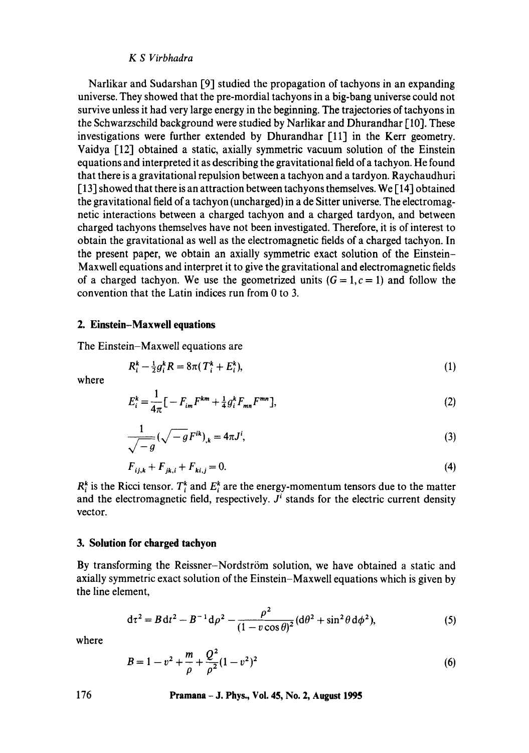Narlikar and Sudarshan [9] studied the propagation of tachyons in an expanding universe. They showed that the pre-mordial tachyons in a big-bang universe could not survive unless it had very large energy in the beginning. The trajectories of tachyons in the Schwarzschild background were studied by Narlikar and Dhurandhar [10]. These investigations were further extended by Dhurandhar [11] in the Kerr geometry. Vaidya [12] obtained a static, axially symmetric vacuum solution of the Einstein equations and interpreted it as describing the gravitational field of a tachyon. He found that there is a gravitational repulsion between a tachyon and a tardyon. Raychaudhuri [13] showed that there is an attraction between tachyons themselves. We [14] obtained the gravitational field of a tachyon (uncharged) in a de Sitter universe. The electromagnetic interactions between a charged tachyon and a charged tardyon, and between charged tachyons themselves have not been investigated. Therefore, it is of interest to obtain the gravitational as well as the electromagnetic fields of a charged tachyon. In the present paper, we obtain an axially symmetric exact solution of the Einstein–Maxwell equations and interpret it to give the gravitational and electromagnetic fields of a charged tachyon. We use the geometrized units ($G = 1, c = 1$) and follow the convention that the Latin indices run from 0 to 3.

## 2. Einstein–Maxwell equations

The Einstein–Maxwell equations are

$$R_i^k - \tfrac{1}{2} g_i^k R = 8\pi (T_i^k + E_i^k), \tag{1}$$

where

$$E_i^k = \frac{1}{4\pi}\left[ -F_{im}F^{km} + \tfrac{1}{4} g_i^k F_{mn}F^{mn} \right], \tag{2}$$

$$\frac{1}{\sqrt{-g}}\left(\sqrt{-g}\, F^{ik}\right)_{,k} = 4\pi J^i, \tag{3}$$

$$F_{ij,k} + F_{jk,i} + F_{ki,j} = 0. \tag{4}$$

$R_i^k$ is the Ricci tensor. $T_i^k$ and $E_i^k$ are the energy-momentum tensors due to the matter and the electromagnetic field, respectively. $J^i$ stands for the electric current density vector.

## 3. Solution for charged tachyon

By transforming the Reissner–Nordström solution, we have obtained a static and axially symmetric exact solution of the Einstein–Maxwell equations which is given by the line element,

$$d\tau^2 = B\, dt^2 - B^{-1} d\rho^2 - \frac{\rho^2}{(1 - v\cos\theta)^2}\left(d\theta^2 + \sin^2\theta\, d\phi^2\right), \tag{5}$$

where

$$B = 1 - v^2 + \frac{m}{\rho} + \frac{Q^2}{\rho^2}(1 - v^2)^2 \tag{6}$$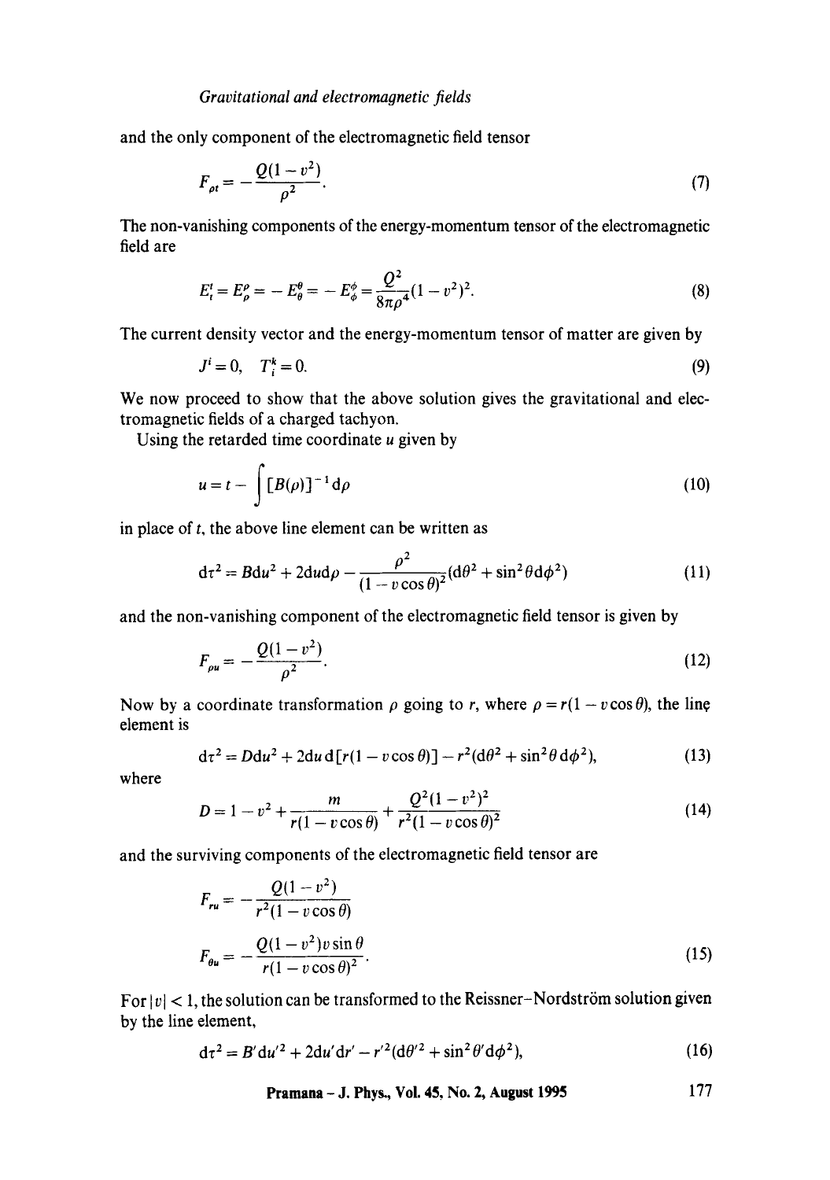and the only component of the electromagnetic field tensor

$$F_{\rho t} = -\frac{Q(1-v^2)}{\rho^2}. \tag{7}$$

The non-vanishing components of the energy-momentum tensor of the electromagnetic field are

$$E^t_t = E^\rho_\rho = -E^\theta_\theta = -E^\phi_\phi = \frac{Q^2}{8\pi\rho^4}(1-v^2)^2. \tag{8}$$

The current density vector and the energy-momentum tensor of matter are given by

$$J^i = 0, \quad T^k_i = 0. \tag{9}$$

We now proceed to show that the above solution gives the gravitational and electromagnetic fields of a charged tachyon.

Using the retarded time coordinate $u$ given by

$$u = t - \int [B(\rho)]^{-1} \mathrm{d}\rho \tag{10}$$

in place of $t$, the above line element can be written as

$$\mathrm{d}\tau^2 = B\mathrm{d}u^2 + 2\mathrm{d}u\mathrm{d}\rho - \frac{\rho^2}{(1-v\cos\theta)^2}(\mathrm{d}\theta^2 + \sin^2\theta\mathrm{d}\phi^2) \tag{11}$$

and the non-vanishing component of the electromagnetic field tensor is given by

$$F_{\rho u} = -\frac{Q(1-v^2)}{\rho^2}. \tag{12}$$

Now by a coordinate transformation $\rho$ going to $r$, where $\rho = r(1 - v\cos\theta)$, the line element is

$$\mathrm{d}\tau^2 = D\mathrm{d}u^2 + 2\mathrm{d}u\,\mathrm{d}[r(1-v\cos\theta)] - r^2(\mathrm{d}\theta^2 + \sin^2\theta\,\mathrm{d}\phi^2), \tag{13}$$

where

$$D = 1 - v^2 + \frac{m}{r(1-v\cos\theta)} + \frac{Q^2(1-v^2)^2}{r^2(1-v\cos\theta)^2} \tag{14}$$

and the surviving components of the electromagnetic field tensor are

$$F_{ru} = -\frac{Q(1-v^2)}{r^2(1-v\cos\theta)}$$

$$F_{\theta u} = -\frac{Q(1-v^2)v\sin\theta}{r(1-v\cos\theta)^2}. \tag{15}$$

For $|v| < 1$, the solution can be transformed to the Reissner–Nordström solution given by the line element,

$$\mathrm{d}\tau^2 = B'\mathrm{d}u'^2 + 2\mathrm{d}u'\mathrm{d}r' - r'^2(\mathrm{d}\theta'^2 + \sin^2\theta'\mathrm{d}\phi^2), \tag{16}$$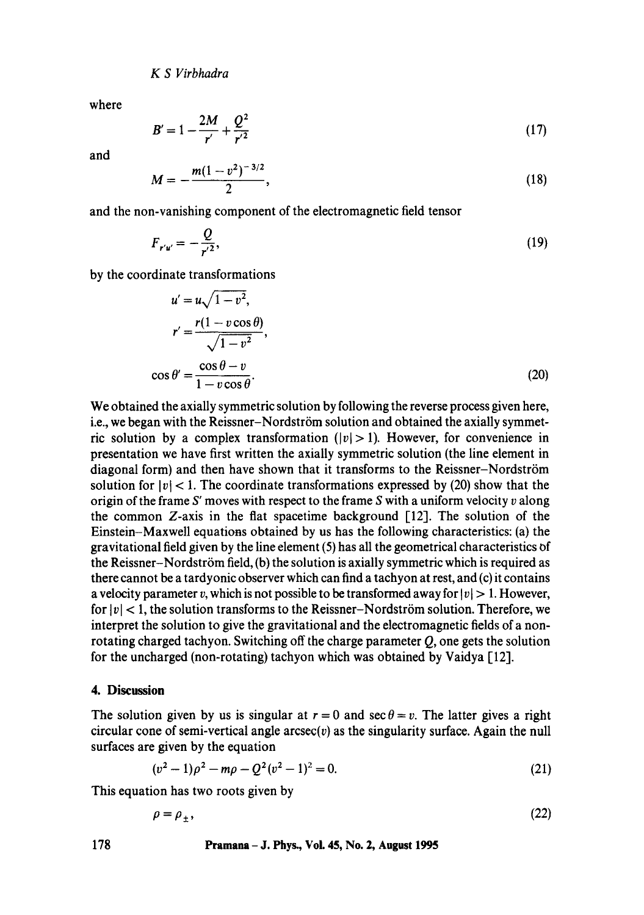where

$$B' = 1 - \frac{2M}{r'} + \frac{Q^2}{r'^2} \tag{17}$$

and

$$M = -\frac{m(1-v^2)^{-3/2}}{2}, \tag{18}$$

and the non-vanishing component of the electromagnetic field tensor

$$F_{r'u'} = -\frac{Q}{r'^2}, \tag{19}$$

by the coordinate transformations

$$\begin{aligned} u' &= u\sqrt{1-v^2}, \\ r' &= \frac{r(1 - v\cos\theta)}{\sqrt{1-v^2}}, \\ \cos\theta' &= \frac{\cos\theta - v}{1 - v\cos\theta}. \end{aligned} \tag{20}$$

We obtained the axially symmetric solution by following the reverse process given here, i.e., we began with the Reissner–Nordström solution and obtained the axially symmetric solution by a complex transformation ($|v| > 1$). However, for convenience in presentation we have first written the axially symmetric solution (the line element in diagonal form) and then have shown that it transforms to the Reissner–Nordström solution for $|v| < 1$. The coordinate transformations expressed by (20) show that the origin of the frame $S'$ moves with respect to the frame $S$ with a uniform velocity $v$ along the common $Z$-axis in the flat spacetime background [12]. The solution of the Einstein–Maxwell equations obtained by us has the following characteristics: (a) the gravitational field given by the line element (5) has all the geometrical characteristics of the Reissner–Nordström field, (b) the solution is axially symmetric which is required as there cannot be a tardyonic observer which can find a tachyon at rest, and (c) it contains a velocity parameter $v$, which is not possible to be transformed away for $|v| > 1$. However, for $|v| < 1$, the solution transforms to the Reissner–Nordström solution. Therefore, we interpret the solution to give the gravitational and the electromagnetic fields of a non-rotating charged tachyon. Switching off the charge parameter $Q$, one gets the solution for the uncharged (non-rotating) tachyon which was obtained by Vaidya [12].

## 4. Discussion

The solution given by us is singular at $r = 0$ and $\sec\theta = v$. The latter gives a right circular cone of semi-vertical angle $\text{arcsec}(v)$ as the singularity surface. Again the null surfaces are given by the equation

$$(v^2 - 1)\rho^2 - m\rho - Q^2(v^2 - 1)^2 = 0. \tag{21}$$

This equation has two roots given by

$$\rho = \rho_{\pm}, \tag{22}$$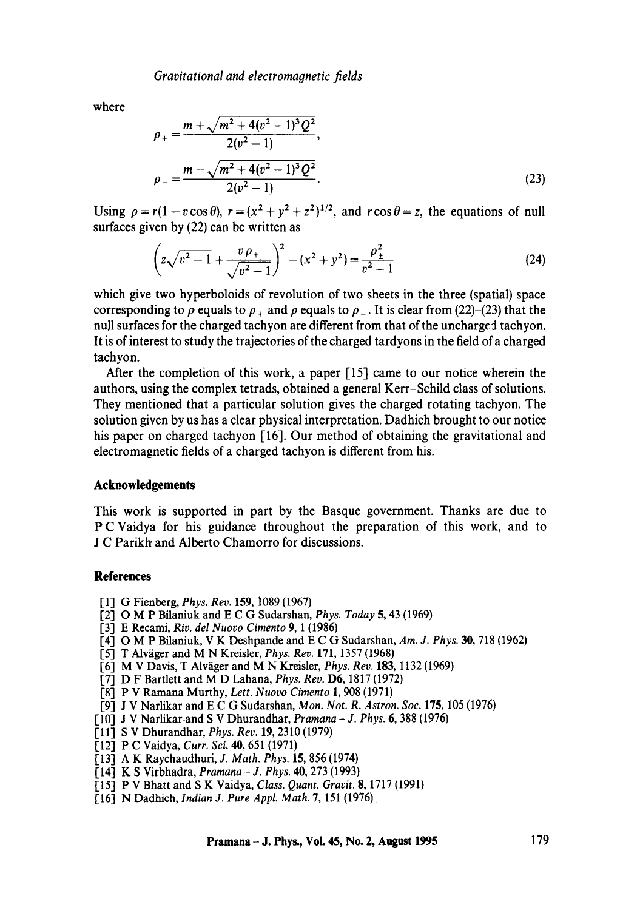where

$$\rho_{+} = \frac{m + \sqrt{m^2 + 4(v^2 - 1)^3 Q^2}}{2(v^2 - 1)},$$

$$\rho_{-} = \frac{m - \sqrt{m^2 + 4(v^2 - 1)^3 Q^2}}{2(v^2 - 1)}. \tag{23}$$

Using $\rho = r(1 - v\cos\theta)$, $r = (x^2 + y^2 + z^2)^{1/2}$, and $r\cos\theta = z$, the equations of null surfaces given by (22) can be written as

$$\left(z\sqrt{v^2 - 1} + \frac{v\rho_{\pm}}{\sqrt{v^2 - 1}}\right)^2 - (x^2 + y^2) = \frac{\rho_{\pm}^2}{v^2 - 1} \tag{24}$$

which give two hyperboloids of revolution of two sheets in the three (spatial) space corresponding to $\rho$ equals to $\rho_{+}$ and $\rho$ equals to $\rho_{-}$. It is clear from (22)–(23) that the null surfaces for the charged tachyon are different from that of the uncharged tachyon. It is of interest to study the trajectories of the charged tardyons in the field of a charged tachyon.

After the completion of this work, a paper [15] came to our notice wherein the authors, using the complex tetrads, obtained a general Kerr–Schild class of solutions. They mentioned that a particular solution gives the charged rotating tachyon. The solution given by us has a clear physical interpretation. Dadhich brought to our notice his paper on charged tachyon [16]. Our method of obtaining the gravitational and electromagnetic fields of a charged tachyon is different from his.

## Acknowledgements

This work is supported in part by the Basque government. Thanks are due to P C Vaidya for his guidance throughout the preparation of this work, and to J C Parikh and Alberto Chamorro for discussions.

## References

[1] G Fienberg, *Phys. Rev.* **159**, 1089 (1967)
[2] O M P Bilaniuk and E C G Sudarshan, *Phys. Today* **5**, 43 (1969)
[3] E Recami, *Riv. del Nuovo Cimento* **9**, 1 (1986)
[4] O M P Bilaniuk, V K Deshpande and E C G Sudarshan, *Am. J. Phys.* **30**, 718 (1962)
[5] T Alväger and M N Kreisler, *Phys. Rev.* **171**, 1357 (1968)
[6] M V Davis, T Alväger and M N Kreisler, *Phys. Rev.* **183**, 1132 (1969)
[7] D F Bartlett and M D Lahana, *Phys. Rev.* **D6**, 1817 (1972)
[8] P V Ramana Murthy, *Lett. Nuovo Cimento* **1**, 908 (1971)
[9] J V Narlikar and E C G Sudarshan, *Mon. Not. R. Astron. Soc.* **175**, 105 (1976)
[10] J V Narlikar and S V Dhurandhar, *Pramana – J. Phys.* **6**, 388 (1976)
[11] S V Dhurandhar, *Phys. Rev.* **19**, 2310 (1979)
[12] P C Vaidya, *Curr. Sci.* **40**, 651 (1971)
[13] A K Raychaudhuri, *J. Math. Phys.* **15**, 856 (1974)
[14] K S Virbhadra, *Pramana – J. Phys.* **40**, 273 (1993)
[15] P V Bhatt and S K Vaidya, *Class. Quant. Gravit.* **8**, 1717 (1991)
[16] N Dadhich, *Indian J. Pure Appl. Math.* **7**, 151 (1976)